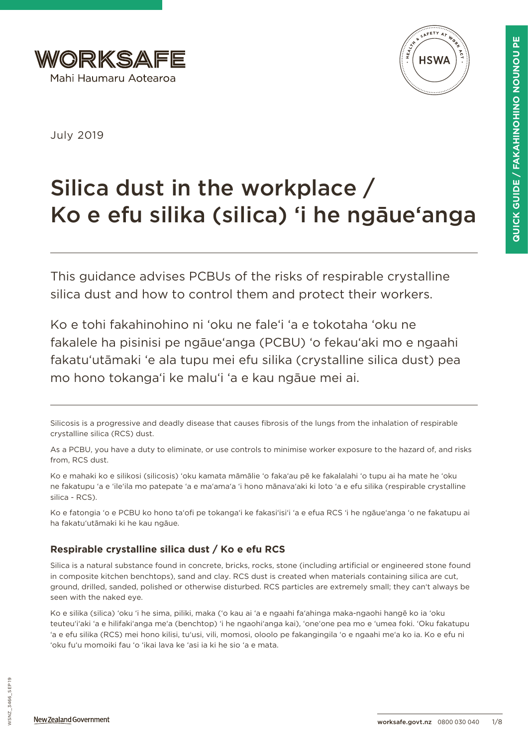July 2019

# Silica dust in the workplace / Ko e efu silika (silica) ʻi he ngāueʻanga

This guidance advises PCBUs of the risks of respirable crystalline silica dust and how to control them and protect their workers.

Ko e tohi fakahinohino ni ʻoku ne faleʻi ʻa e tokotaha ʻoku ne fakalele ha pisinisi pe ngāueʻanga (PCBU) ʻo fekauʻaki mo e ngaahi fakatuʻutāmaki ʻe ala tupu mei efu silika (crystalline silica dust) pea mo hono tokangaʻi ke maluʻi ʻa e kau ngāue mei ai.

Silicosis is a progressive and deadly disease that causes fibrosis of the lungs from the inhalation of respirable crystalline silica (RCS) dust.

As a PCBU, you have a duty to eliminate, or use controls to minimise worker exposure to the hazard of, and risks from, RCS dust.

Ko e mahaki ko e silikosi (silicosis) ʻoku kamata māmālie ʻo fakaʻau pē ke fakalalahi ʻo tupu ai ha mate he ʻoku ne fakatupu ʻa e ʻileʻila mo patepate ʻa e maʻamaʻa ʻi hono mānavaʻaki ki loto ʻa e efu silika (respirable crystalline silica - RCS).

Ko e fatongia ʻo e PCBU ko hono taʻofi pe tokangaʻi ke fakasiʻisiʻi ʻa e efua RCS ʻi he ngāueʻanga ʻo ne fakatupu ai ha fakatuʻutāmaki ki he kau ngāue.

### Respirable crystalline silica dust / Ko e efu RCS

Silica is a natural substance found in concrete, bricks, rocks, stone (including artificial or engineered stone found in composite kitchen benchtops), sand and clay. RCS dust is created when materials containing silica are cut, ground, drilled, sanded, polished or otherwise disturbed. RCS particles are extremely small; they can't always be seen with the naked eye.

Ko e silika (silica) ʻoku ʻi he sima, piliki, maka (ʻo kau ai ʻa e ngaahi faʻahinga maka-ngaohi hangē ko ia ʻoku teuteuʻiʻaki ʻa e hilifakiʻanga meʻa (benchtop) ʻi he ngaohiʻanga kai), ʻoneʻone pea mo e ʻumea foki. ʻOku fakatupu ʻa e efu silika (RCS) mei hono kilisi, tuʻusi, vili, momosi, oloolo pe fakangingila ʻo e ngaahi meʻa ko ia. Ko e efu ni ʻoku fuʻu momoiki fau ʻo ʻikai lava ke ʻasi ia ki he sio ʻa e mata.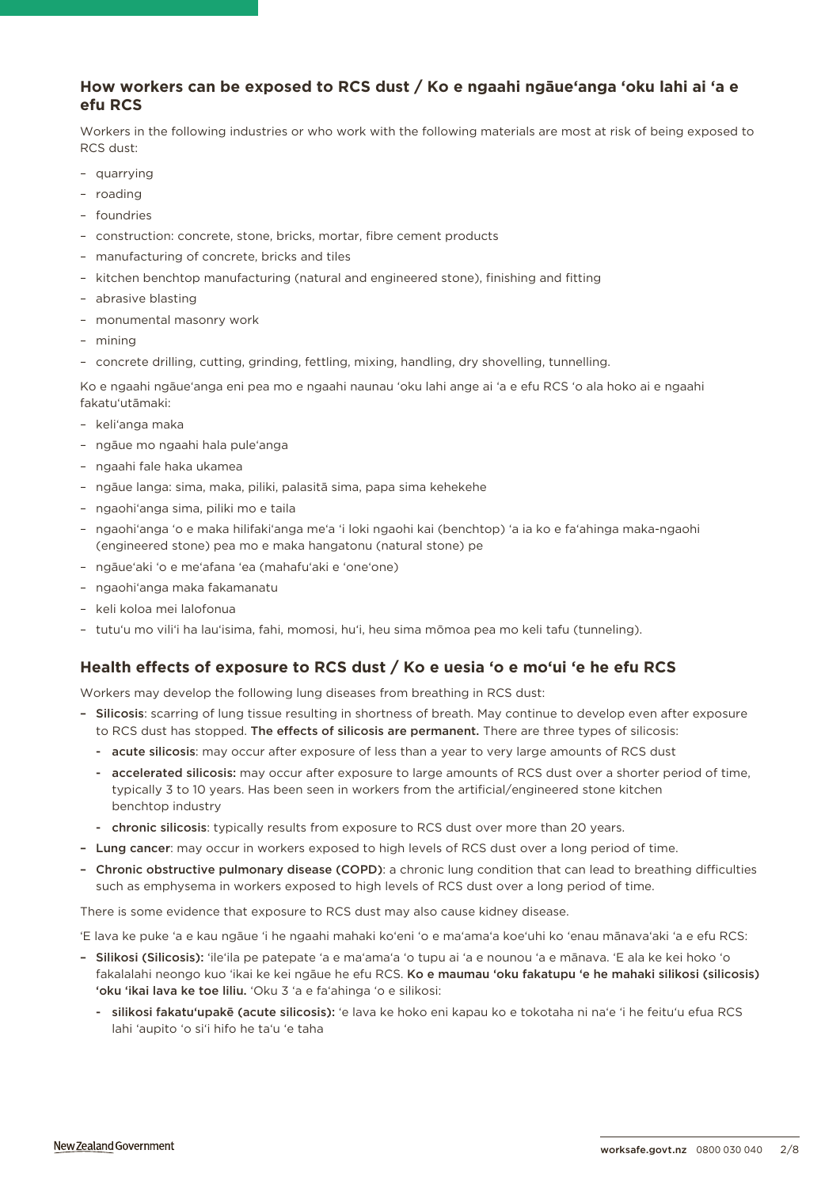## How workers can be exposed to RCS dust / Ko e ngaahi ngāueʻanga ʻoku lahi ai ʻa e efu RCS

Workers in the following industries or who work with the following materials are most at risk of being exposed to RCS dust:

- quarrying
- roading
- foundries
- construction: concrete, stone, bricks, mortar, fibre cement products
- manufacturing of concrete, bricks and tiles
- kitchen benchtop manufacturing (natural and engineered stone), finishing and fitting
- abrasive blasting
- monumental masonry work
- mining
- concrete drilling, cutting, grinding, fettling, mixing, handling, dry shovelling, tunnelling.

Ko e ngaahi ngāueʻanga eni pea mo e ngaahi naunau ʻoku lahi ange ai ʻa e efu RCS ʻo ala hoko ai e ngaahi fakatuʻutāmaki:

- keliʻanga maka
- ngāue mo ngaahi hala puleʻanga
- ngaahi fale haka ukamea
- ngāue langa: sima, maka, piliki, palasitā sima, papa sima kehekehe
- ngaohiʻanga sima, piliki mo e taila
- ngaohiʻanga ʻo e maka hilifakiʻanga meʻa ʻi loki ngaohi kai (benchtop) ʻa ia ko e faʻahinga maka-ngaohi (engineered stone) pea mo e maka hangatonu (natural stone) pe
- ngāueʻaki ʻo e meʻafana ʻea (mahafuʻaki e ʻoneʻone)
- ngaohiʻanga maka fakamanatu
- keli koloa mei lalofonua
- tutuʻu mo viliʻi ha lauʻisima, fahi, momosi, huʻi, heu sima mōmoa pea mo keli tafu (tunneling).

## Health effects of exposure to RCS dust / Ko e uesia ʻo e moʻui ʻe he efu RCS

Workers may develop the following lung diseases from breathing in RCS dust:

- **Silicosis**: scarring of lung tissue resulting in shortness of breath. May continue to develop even after exposure to RCS dust has stopped. **The effects of silicosis are permanent.** There are three types of silicosis:
  - **acute silicosis**: may occur after exposure of less than a year to very large amounts of RCS dust
  - **accelerated silicosis:** may occur after exposure to large amounts of RCS dust over a shorter period of time, typically 3 to 10 years. Has been seen in workers from the artificial/engineered stone kitchen benchtop industry
  - **chronic silicosis**: typically results from exposure to RCS dust over more than 20 years.
- **Lung cancer**: may occur in workers exposed to high levels of RCS dust over a long period of time.
- **Chronic obstructive pulmonary disease (COPD)**: a chronic lung condition that can lead to breathing difficulties such as emphysema in workers exposed to high levels of RCS dust over a long period of time.

There is some evidence that exposure to RCS dust may also cause kidney disease.

ʻE lava ke puke ʻa e kau ngāue ʻi he ngaahi mahaki koʻeni ʻo e maʻamaʻa koeʻuhi ko ʻenau mānavaʻaki ʻa e efu RCS:

- **Silikosi (Silicosis):** ʻileʻila pe patepate ʻa e maʻamaʻa ʻo tupu ai ʻa e nounou ʻa e mānava. ʻE ala ke kei hoko ʻo fakalalahi neongo kuo ʻikai ke kei ngāue he efu RCS. **Ko e maumau ʻoku fakatupu ʻe he mahaki silikosi (silicosis) ʻoku ʻikai lava ke toe liliu.** ʻOku 3 ʻa e faʻahinga ʻo e silikosi:
  - **silikosi fakatuʻupakē (acute silicosis):** ʻe lava ke hoko eni kapau ko e tokotaha ni naʻe ʻi he feituʻu efua RCS lahi ʻaupito ʻo siʻi hifo he taʻu ʻe taha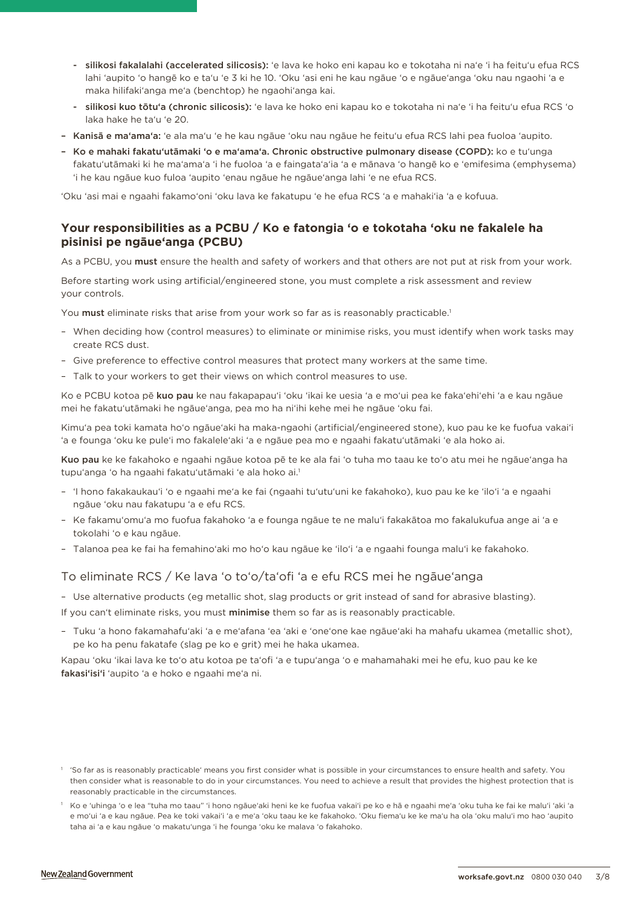- **silikosi fakalalahi (accelerated silicosis):** ʻe lava ke hoko eni kapau ko e tokotaha ni naʻe ʻi ha feituʻu efua RCS lahi ʻaupito ʻo hangē ko e taʻu ʻe 3 ki he 10. ʻOku ʻasi eni he kau ngāue ʻo e ngāueʻanga ʻoku nau ngaohi ʻa e maka hilifakiʻanga meʻa (benchtop) he ngaohiʻanga kai.
- **silikosi kuo tōtuʻa (chronic silicosis):** ʻe lava ke hoko eni kapau ko e tokotaha ni naʻe ʻi ha feituʻu efua RCS ʻo laka hake he taʻu ʻe 20.

- **Kanisā e maʻamaʻa:** ʻe ala maʻu ʻe he kau ngāue ʻoku nau ngāue he feituʻu efua RCS lahi pea fuoloa ʻaupito.
- **Ko e mahaki fakatuʻutāmaki ʻo e maʻamaʻa. Chronic obstructive pulmonary disease (COPD):** ko e tuʻunga fakatuʻutāmaki ki he maʻamaʻa ʻi he fuoloa ʻa e faingataʻaʻia ʻa e mānava ʻo hangē ko e ʻemifesima (emphysema) ʻi he kau ngāue kuo fuloa ʻaupito ʻenau ngāue he ngāueʻanga lahi ʻe ne efua RCS.

ʻOku ʻasi mai e ngaahi fakamoʻoni ʻoku lava ke fakatupu ʻe he efua RCS ʻa e mahakiʻia ʻa e kofuua.

## Your responsibilities as a PCBU / Ko e fatongia ʻo e tokotaha ʻoku ne fakalele ha pisinisi pe ngāueʻanga (PCBU)

As a PCBU, you **must** ensure the health and safety of workers and that others are not put at risk from your work.

Before starting work using artificial/engineered stone, you must complete a risk assessment and review your controls.

You **must** eliminate risks that arise from your work so far as is reasonably practicable.[1]

- When deciding how (control measures) to eliminate or minimise risks, you must identify when work tasks may create RCS dust.
- Give preference to effective control measures that protect many workers at the same time.
- Talk to your workers to get their views on which control measures to use.

Ko e PCBU kotoa pē **kuo pau** ke nau fakapapauʻi ʻoku ʻikai ke uesia ʻa e moʻui pea ke fakaʻehiʻehi ʻa e kau ngāue mei he fakatuʻutāmaki he ngāueʻanga, pea mo ha niʻihi kehe mei he ngāue ʻoku fai.

Kimuʻa pea toki kamata hoʻo ngāueʻaki ha maka-ngaohi (artificial/engineered stone), kuo pau ke ke fuofua vakaiʻi ʻa e founga ʻoku ke puleʻi mo fakaleleʻaki ʻa e ngāue pea mo e ngaahi fakatuʻutāmaki ʻe ala hoko ai.

**Kuo pau** ke ke fakahoko e ngaahi ngāue kotoa pē te ke ala fai ʻo tuha mo taau ke toʻo atu mei he ngāueʻanga ha tupuʻanga ʻo ha ngaahi fakatuʻutāmaki ʻe ala hoko ai.[1]

- ʻI hono fakakaukauʻi ʻo e ngaahi meʻa ke fai (ngaahi tuʻutuʻuni ke fakahoko), kuo pau ke ke ʻiloʻi ʻa e ngaahi ngāue ʻoku nau fakatupu ʻa e efu RCS.
- Ke fakamuʻomuʻa mo fuofua fakahoko ʻa e founga ngāue te ne maluʻi fakakātoa mo fakalukufua ange ai ʻa e tokolahi ʻo e kau ngāue.
- Talanoa pea ke fai ha femahinoʻaki mo hoʻo kau ngāue ke ʻiloʻi ʻa e ngaahi founga maluʻi ke fakahoko.

### To eliminate RCS / Ke lava ʻo toʻo/taʻofi ʻa e efu RCS mei he ngāueʻanga

- Use alternative products (eg metallic shot, slag products or grit instead of sand for abrasive blasting).

If you can't eliminate risks, you must **minimise** them so far as is reasonably practicable.

- Tuku ʻa hono fakamahafuʻaki ʻa e meʻafana ʻea ʻaki e ʻoneʻone kae ngāueʻaki ha mahafu ukamea (metallic shot), pe ko ha penu fakatafe (slag pe ko e grit) mei he haka ukamea.

Kapau ʻoku ʻikai lava ke toʻo atu kotoa pe taʻofi ʻa e tupuʻanga ʻo e mahamahaki mei he efu, kuo pau ke ke **fakasiʻisiʻi** ʻaupito ʻa e hoko e ngaahi meʻa ni.

[1] 'So far as is reasonably practicable' means you first consider what is possible in your circumstances to ensure health and safety. You then consider what is reasonable to do in your circumstances. You need to achieve a result that provides the highest protection that is reasonably practicable in the circumstances.

[1] Ko e ʻuhinga ʻo e lea "tuha mo taau" ʻi hono ngāueʻaki heni ke ke fuofua vakaiʻi pe ko e hā e ngaahi meʻa ʻoku tuha ke fai ke maluʻi ʻaki ʻa e moʻui ʻa e kau ngāue. Pea ke toki vakaiʻi ʻa e meʻa ʻoku taau ke ke fakahoko. ʻOku fiemaʻu ke ke maʻu ha ola ʻoku maluʻi mo hao ʻaupito taha ai ʻa e kau ngāue ʻo makatuʻunga ʻi he founga ʻoku ke malava ʻo fakahoko.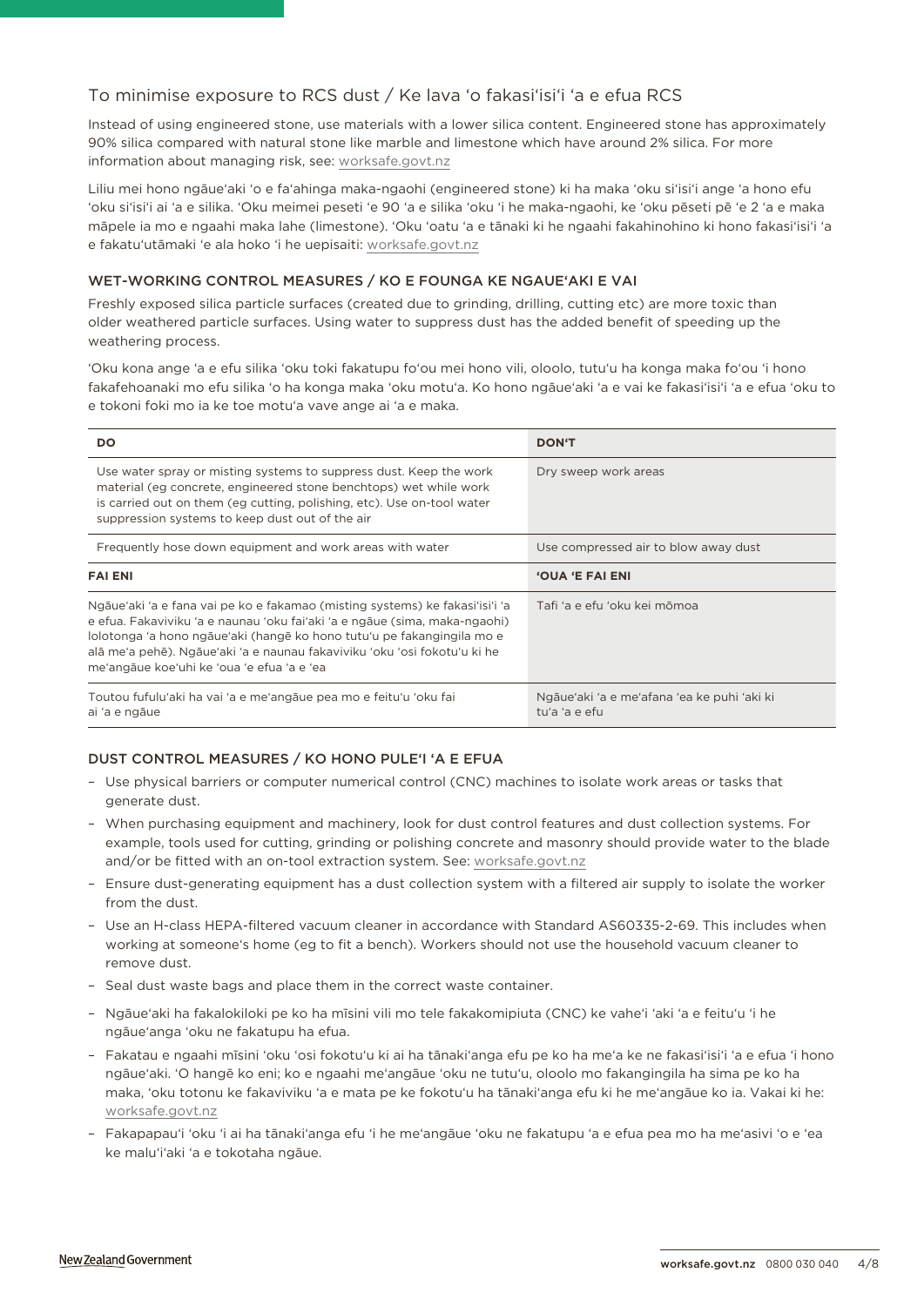## To minimise exposure to RCS dust / Ke lava ʻo fakasiʻisiʻi ʻa e efua RCS

Instead of using engineered stone, use materials with a lower silica content. Engineered stone has approximately 90% silica compared with natural stone like marble and limestone which have around 2% silica. For more information about managing risk, see: worksafe.govt.nz

Liliu mei hono ngāueʻaki ʻo e faʻahinga maka-ngaohi (engineered stone) ki ha maka ʻoku siʻisiʻi ange ʻa hono efu ʻoku siʻisiʻi ai ʻa e silika. ʻOku meimei peseti ʻe 90 ʻa e silika ʻoku ʻi he maka-ngaohi, ke ʻoku pēseti pē ʻe 2 ʻa e maka māpele ia mo e ngaahi maka lahe (limestone). ʻOku ʻoatu ʻa e tānaki ki he ngaahi fakahinohino ki hono fakasiʻisiʻi ʻa e fakatuʻutāmaki ʻe ala hoko ʻi he uepisaiti: worksafe.govt.nz

### WET-WORKING CONTROL MEASURES / KO E FOUNGA KE NGAUEʻAKI E VAI

Freshly exposed silica particle surfaces (created due to grinding, drilling, cutting etc) are more toxic than older weathered particle surfaces. Using water to suppress dust has the added benefit of speeding up the weathering process.

ʻOku kona ange ʻa e efu silika ʻoku toki fakatupu foʻou mei hono vili, oloolo, tutuʻu ha konga maka foʻou ʻi hono fakafehoanaki mo efu silika ʻo ha konga maka ʻoku motuʻa. Ko hono ngāueʻaki ʻa e vai ke fakasiʻisiʻi ʻa e efua ʻoku to e tokoni foki mo ia ke toe motuʻa vave ange ai ʻa e maka.

| DO | DON'T |
|---|---|
| Use water spray or misting systems to suppress dust. Keep the work material (eg concrete, engineered stone benchtops) wet while work is carried out on them (eg cutting, polishing, etc). Use on-tool water suppression systems to keep dust out of the air | Dry sweep work areas |
| Frequently hose down equipment and work areas with water | Use compressed air to blow away dust |
| **FAI ENI** | **ʻOUA ʻE FAI ENI** |
| Ngāueʻaki ʻa e fana vai pe ko e fakamao (misting systems) ke fakasiʻisiʻi ʻa e efua. Fakaviviku ʻa e naunau ʻoku faiʻaki ʻa e ngāue (sima, maka-ngaohi) lolotonga ʻa hono ngāueʻaki (hangē ko hono tutuʻu pe fakangingila mo e alā meʻa pehē). Ngāueʻaki ʻa e naunau fakaviviku ʻoku ʻosi fokotuʻu ki he meʻangāue koeʻuhi ke ʻoua ʻe efua ʻa e ʻea | Tafi ʻa e efu ʻoku kei mōmoa |
| Toutou fufuluʻaki ha vai ʻa e meʻangāue pea mo e feituʻu ʻoku fai ai ʻa e ngāue | Ngāueʻaki ʻa e meʻafana ʻea ke puhi ʻaki ki tuʻa ʻa e efu |

### DUST CONTROL MEASURES / KO HONO PULEʻI ʻA E EFUA

- Use physical barriers or computer numerical control (CNC) machines to isolate work areas or tasks that generate dust.
- When purchasing equipment and machinery, look for dust control features and dust collection systems. For example, tools used for cutting, grinding or polishing concrete and masonry should provide water to the blade and/or be fitted with an on-tool extraction system. See: worksafe.govt.nz
- Ensure dust-generating equipment has a dust collection system with a filtered air supply to isolate the worker from the dust.
- Use an H-class HEPA-filtered vacuum cleaner in accordance with Standard AS60335-2-69. This includes when working at someone's home (eg to fit a bench). Workers should not use the household vacuum cleaner to remove dust.
- Seal dust waste bags and place them in the correct waste container.
- Ngāueʻaki ha fakalokiloki pe ko ha mīsini vili mo tele fakakomipiuta (CNC) ke vaheʻi ʻaki ʻa e feituʻu ʻi he ngāueʻanga ʻoku ne fakatupu ha efua.
- Fakatau e ngaahi mīsini ʻoku ʻosi fokotuʻu ki ai ha tānakiʻanga efu pe ko ha meʻa ke ne fakasiʻisiʻi ʻa e efua ʻi hono ngāueʻaki. ʻO hangē ko eni; ko e ngaahi meʻangāue ʻoku ne tutuʻu, oloolo mo fakangingila ha sima pe ko ha maka, ʻoku totonu ke fakaviviku ʻa e mata pe ke fokotuʻu ha tānakiʻanga efu ki he meʻangāue ko ia. Vakai ki he: worksafe.govt.nz
- Fakapapauʻi ʻoku ʻi ai ha tānakiʻanga efu ʻi he meʻangāue ʻoku ne fakatupu ʻa e efua pea mo ha meʻasivi ʻo e ʻea ke maluʻiʻaki ʻa e tokotaha ngāue.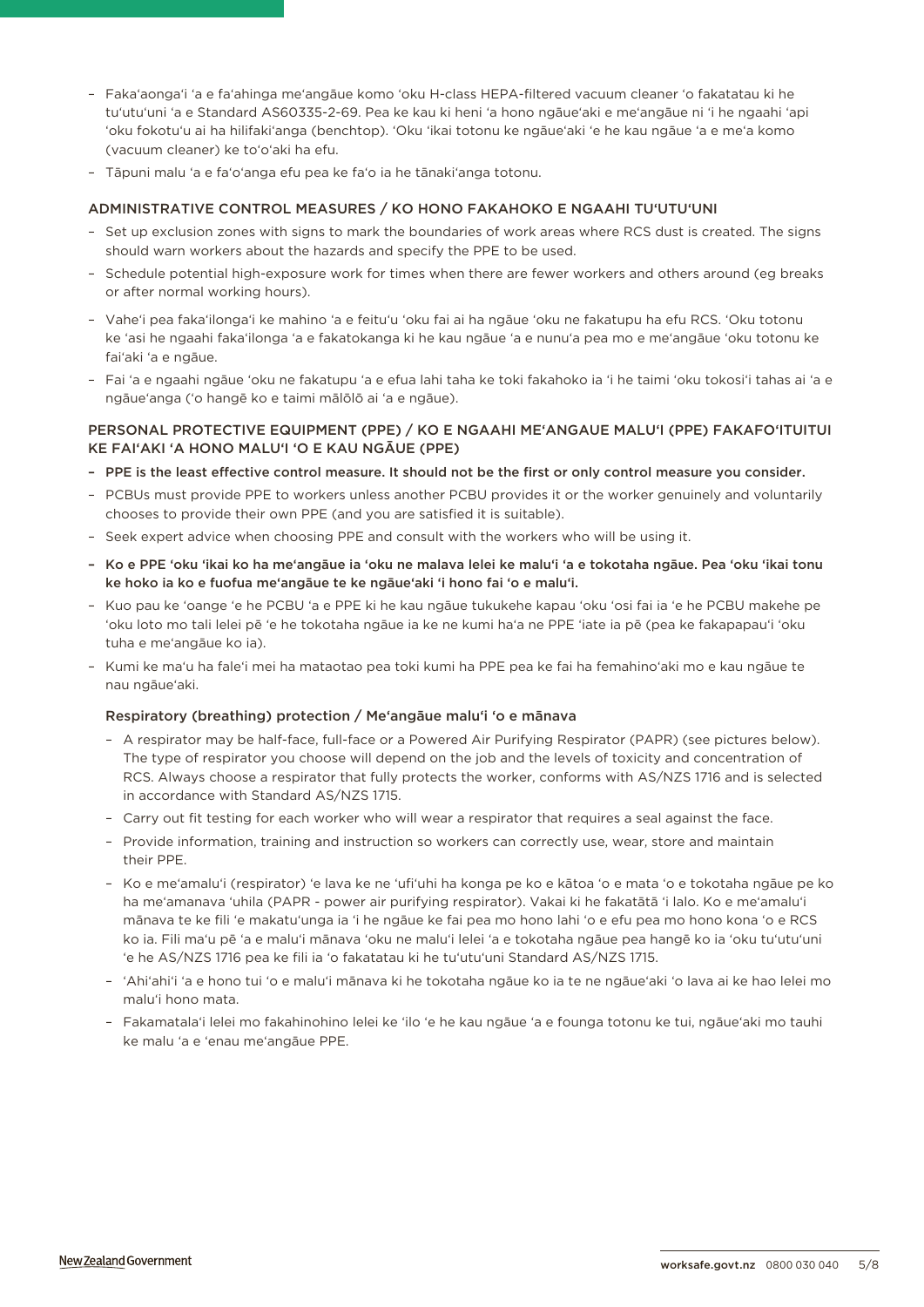- Faka'aonga'i 'a e fa'ahinga me'angāue komo 'oku H-class HEPA-filtered vacuum cleaner 'o fakatatau ki he tu'utu'uni 'a e Standard AS60335-2-69. Pea ke kau ki heni 'a hono ngāue'aki e me'angāue ni 'i he ngaahi 'api 'oku fokotu'u ai ha hilifaki'anga (benchtop). 'Oku 'ikai totonu ke ngāue'aki 'e he kau ngāue 'a e me'a komo (vacuum cleaner) ke to'o'aki ha efu.
- Tāpuni malu 'a e fa'o'anga efu pea ke fa'o ia he tānaki'anga totonu.

### ADMINISTRATIVE CONTROL MEASURES / KO HONO FAKAHOKO E NGAAHI TU'UTU'UNI

- Set up exclusion zones with signs to mark the boundaries of work areas where RCS dust is created. The signs should warn workers about the hazards and specify the PPE to be used.
- Schedule potential high-exposure work for times when there are fewer workers and others around (eg breaks or after normal working hours).
- Vahe'i pea faka'ilonga'i ke mahino 'a e feitu'u 'oku fai ai ha ngāue 'oku ne fakatupu ha efu RCS. 'Oku totonu ke 'asi he ngaahi faka'ilonga 'a e fakatokanga ki he kau ngāue 'a e nunu'a pea mo e me'angāue 'oku totonu ke fai'aki 'a e ngāue.
- Fai 'a e ngaahi ngāue 'oku ne fakatupu 'a e efua lahi taha ke toki fakahoko ia 'i he taimi 'oku tokosi'i tahas ai 'a e ngāue'anga ('o hangē ko e taimi mālōlō ai 'a e ngāue).

### PERSONAL PROTECTIVE EQUIPMENT (PPE) / KO E NGAAHI ME'ANGAUE MALU'I (PPE) FAKAFO'ITUITUI KE FAI'AKI 'A HONO MALU'I 'O E KAU NGĀUE (PPE)

- **PPE is the least effective control measure. It should not be the first or only control measure you consider.**
- PCBUs must provide PPE to workers unless another PCBU provides it or the worker genuinely and voluntarily chooses to provide their own PPE (and you are satisfied it is suitable).
- Seek expert advice when choosing PPE and consult with the workers who will be using it.
- **Ko e PPE 'oku 'ikai ko ha me'angāue ia 'oku ne malava lelei ke malu'i 'a e tokotaha ngāue. Pea 'oku 'ikai tonu ke hoko ia ko e fuofua me'angāue te ke ngāue'aki 'i hono fai 'o e malu'i.**
- Kuo pau ke 'oange 'e he PCBU 'a e PPE ki he kau ngāue tukukehe kapau 'oku 'osi fai ia 'e he PCBU makehe pe 'oku loto mo tali lelei pē 'e he tokotaha ngāue ia ke ne kumi ha'a ne PPE 'iate ia pē (pea ke fakapapau'i 'oku tuha e me'angāue ko ia).
- Kumi ke ma'u ha fale'i mei ha mataotao pea toki kumi ha PPE pea ke fai ha femahino'aki mo e kau ngāue te nau ngāue'aki.

#### Respiratory (breathing) protection / Me'angāue malu'i 'o e mānava

- A respirator may be half-face, full-face or a Powered Air Purifying Respirator (PAPR) (see pictures below). The type of respirator you choose will depend on the job and the levels of toxicity and concentration of RCS. Always choose a respirator that fully protects the worker, conforms with AS/NZS 1716 and is selected in accordance with Standard AS/NZS 1715.
- Carry out fit testing for each worker who will wear a respirator that requires a seal against the face.
- Provide information, training and instruction so workers can correctly use, wear, store and maintain their PPE.
- Ko e me'amalu'i (respirator) 'e lava ke ne 'ufi'uhi ha konga pe ko e kātoa 'o e mata 'o e tokotaha ngāue pe ko ha me'amanava 'uhila (PAPR - power air purifying respirator). Vakai ki he fakatātā 'i lalo. Ko e me'amalu'i mānava te ke fili 'e makatu'unga ia 'i he ngāue ke fai pea mo hono lahi 'o e efu pea mo hono kona 'o e RCS ko ia. Fili ma'u pē 'a e malu'i mānava 'oku ne malu'i lelei 'a e tokotaha ngāue pea hangē ko ia 'oku tu'utu'uni 'e he AS/NZS 1716 pea ke fili ia 'o fakatatau ki he tu'utu'uni Standard AS/NZS 1715.
- 'Ahi'ahi'i 'a e hono tui 'o e malu'i mānava ki he tokotaha ngāue ko ia te ne ngāue'aki 'o lava ai ke hao lelei mo malu'i hono mata.
- Fakamatala'i lelei mo fakahinohino lelei ke 'ilo 'e he kau ngāue 'a e founga totonu ke tui, ngāue'aki mo tauhi ke malu 'a e 'enau me'angāue PPE.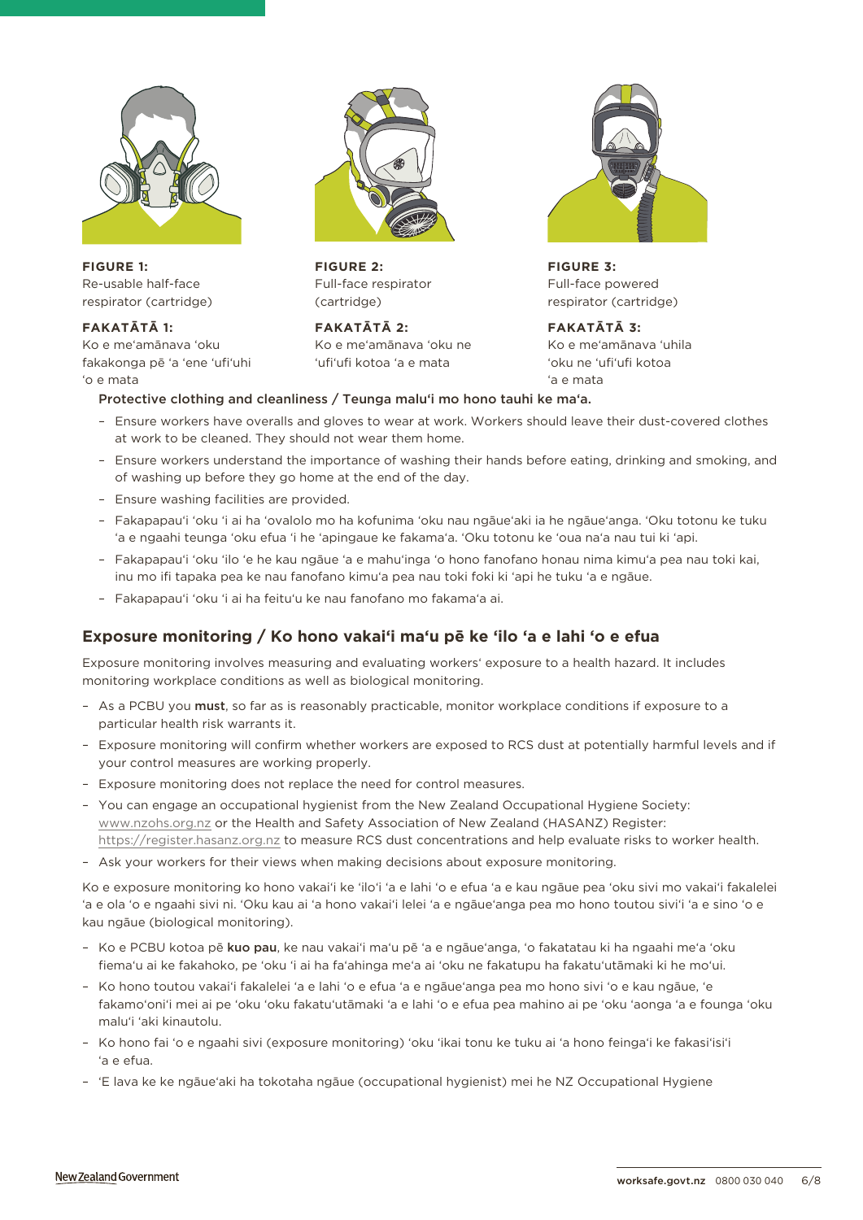**FIGURE 1:**
Re-usable half-face respirator (cartridge)

**FAKATĀTĀ 1:**
Ko e meʻamānava ʻoku fakakonga pē ʻa ʻene ʻufiʻuhi ʻo e mata

**FIGURE 2:**
Full-face respirator (cartridge)

**FAKATĀTĀ 2:**
Ko e meʻamānava ʻoku ne ʻufiʻufi kotoa ʻa e mata

**FIGURE 3:**
Full-face powered respirator (cartridge)

**FAKATĀTĀ 3:**
Ko e meʻamānava ʻuhila ʻoku ne ʻufiʻufi kotoa ʻa e mata

**Protective clothing and cleanliness / Teunga maluʻi mo hono tauhi ke maʻa.**

- Ensure workers have overalls and gloves to wear at work. Workers should leave their dust-covered clothes at work to be cleaned. They should not wear them home.
- Ensure workers understand the importance of washing their hands before eating, drinking and smoking, and of washing up before they go home at the end of the day.
- Ensure washing facilities are provided.
- Fakapapauʻi ʻoku ʻi ai ha ʻovalolo mo ha kofunima ʻoku nau ngāueʻaki ia he ngāueʻanga. ʻOku totonu ke tuku ʻa e ngaahi teunga ʻoku efua ʻi he ʻapingaue ke fakamaʻa. ʻOku totonu ke ʻoua naʻa nau tui ki ʻapi.
- Fakapapauʻi ʻoku ʻilo ʻe he kau ngāue ʻa e mahuʻinga ʻo hono fanofano honau nima kimuʻa pea nau toki kai, inu mo ifi tapaka pea ke nau fanofano kimuʻa pea nau toki foki ki ʻapi he tuku ʻa e ngāue.
- Fakapapauʻi ʻoku ʻi ai ha feituʻu ke nau fanofano mo fakamaʻa ai.

## Exposure monitoring / Ko hono vakaiʻi maʻu pē ke ʻilo ʻa e lahi ʻo e efua

Exposure monitoring involves measuring and evaluating workers' exposure to a health hazard. It includes monitoring workplace conditions as well as biological monitoring.

- As a PCBU you **must**, so far as is reasonably practicable, monitor workplace conditions if exposure to a particular health risk warrants it.
- Exposure monitoring will confirm whether workers are exposed to RCS dust at potentially harmful levels and if your control measures are working properly.
- Exposure monitoring does not replace the need for control measures.
- You can engage an occupational hygienist from the New Zealand Occupational Hygiene Society: www.nzohs.org.nz or the Health and Safety Association of New Zealand (HASANZ) Register: https://register.hasanz.org.nz to measure RCS dust concentrations and help evaluate risks to worker health.
- Ask your workers for their views when making decisions about exposure monitoring.

Ko e exposure monitoring ko hono vakaiʻi ke ʻiloʻi ʻa e lahi ʻo e efua ʻa e kau ngāue pea ʻoku sivi mo vakaiʻi fakalelei ʻa e ola ʻo e ngaahi sivi ni. ʻOku kau ai ʻa hono vakaiʻi lelei ʻa e ngāueʻanga pea mo hono toutou siviʻi ʻa e sino ʻo e kau ngāue (biological monitoring).

- Ko e PCBU kotoa pē **kuo pau**, ke nau vakaiʻi maʻu pē ʻa e ngāueʻanga, ʻo fakatatau ki ha ngaahi meʻa ʻoku fiemaʻu ai ke fakahoko, pe ʻoku ʻi ai ha faʻahinga meʻa ai ʻoku ne fakatupu ha fakatuʻutāmaki ki he moʻui.
- Ko hono toutou vakaiʻi fakalelei ʻa e lahi ʻo e efua ʻa e ngāueʻanga pea mo hono sivi ʻo e kau ngāue, ʻe fakamoʻoniʻi mei ai pe ʻoku ʻoku fakatuʻutāmaki ʻa e lahi ʻo e efua pea mahino ai pe ʻoku ʻaonga ʻa e founga ʻoku maluʻi ʻaki kinautolu.
- Ko hono fai ʻo e ngaahi sivi (exposure monitoring) ʻoku ʻikai tonu ke tuku ai ʻa hono feingaʻi ke fakasiʻisiʻi ʻa e efua.
- ʻE lava ke ke ngāueʻaki ha tokotaha ngāue (occupational hygienist) mei he NZ Occupational Hygiene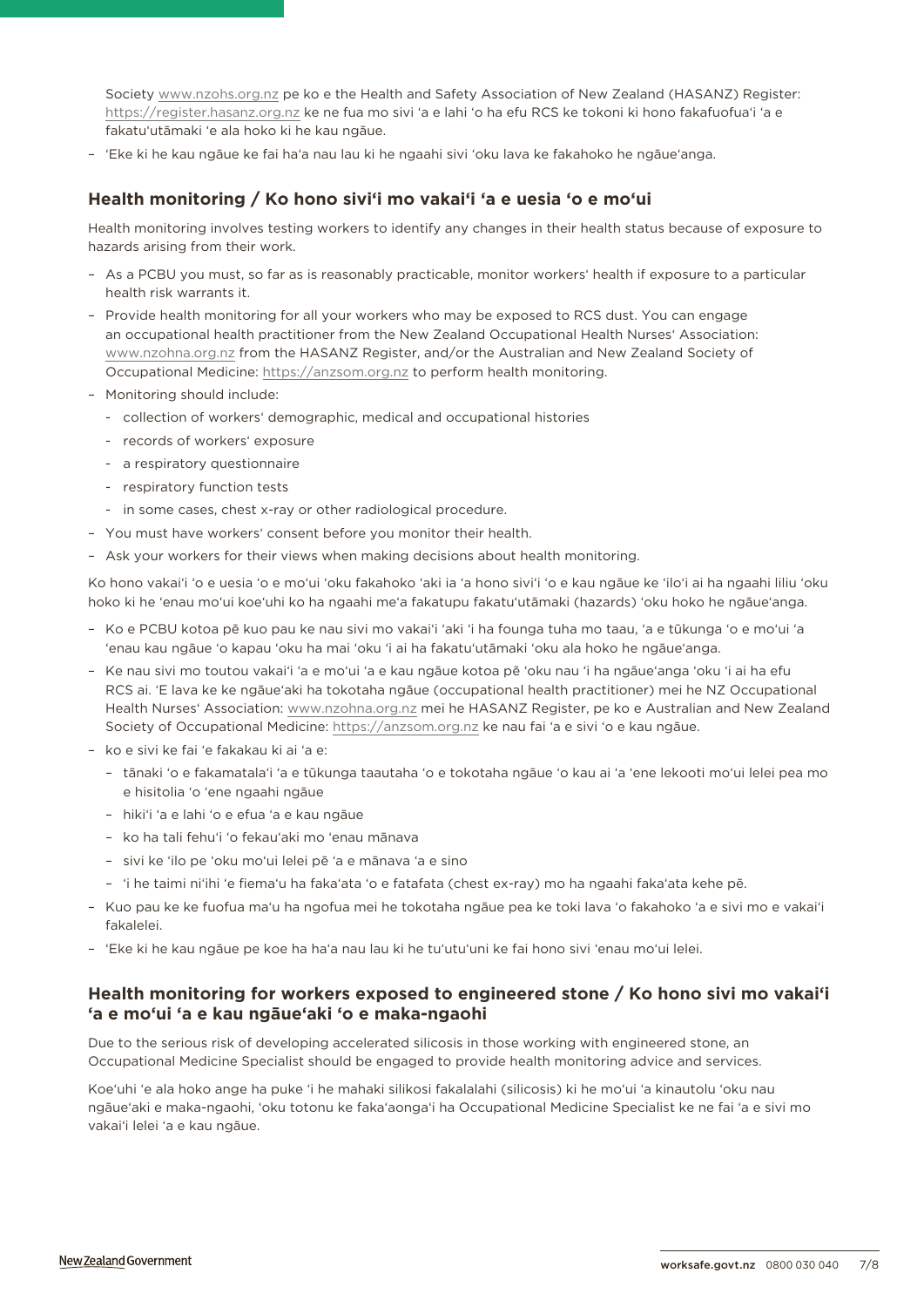Society www.nzohs.org.nz pe ko e the Health and Safety Association of New Zealand (HASANZ) Register: https://register.hasanz.org.nz ke ne fua mo sivi ʻa e lahi ʻo ha efu RCS ke tokoni ki hono fakafuofuaʻi ʻa e fakatuʻutāmaki ʻe ala hoko ki he kau ngāue.

- ʻEke ki he kau ngāue ke fai haʻa nau lau ki he ngaahi sivi ʻoku lava ke fakahoko he ngāueʻanga.

## Health monitoring / Ko hono siviʻi mo vakaiʻi ʻa e uesia ʻo e moʻui

Health monitoring involves testing workers to identify any changes in their health status because of exposure to hazards arising from their work.

- As a PCBU you must, so far as is reasonably practicable, monitor workers' health if exposure to a particular health risk warrants it.
- Provide health monitoring for all your workers who may be exposed to RCS dust. You can engage an occupational health practitioner from the New Zealand Occupational Health Nurses' Association: www.nzohna.org.nz from the HASANZ Register, and/or the Australian and New Zealand Society of Occupational Medicine: https://anzsom.org.nz to perform health monitoring.
- Monitoring should include:
  - collection of workers' demographic, medical and occupational histories
  - records of workers' exposure
  - a respiratory questionnaire
  - respiratory function tests
  - in some cases, chest x-ray or other radiological procedure.
- You must have workers' consent before you monitor their health.
- Ask your workers for their views when making decisions about health monitoring.

Ko hono vakaiʻi ʻo e uesia ʻo e moʻui ʻoku fakahoko ʻaki ia ʻa hono siviʻi ʻo e kau ngāue ke ʻiloʻi ai ha ngaahi liliu ʻoku hoko ki he ʻenau moʻui koeʻuhi ko ha ngaahi meʻa fakatupu fakatuʻutāmaki (hazards) ʻoku hoko he ngāueʻanga.

- Ko e PCBU kotoa pē kuo pau ke nau sivi mo vakaiʻi ʻaki ʻi ha founga tuha mo taau, ʻa e tūkunga ʻo e moʻui ʻa ʻenau kau ngāue ʻo kapau ʻoku ha mai ʻoku ʻi ai ha fakatuʻutāmaki ʻoku ala hoko he ngāueʻanga.
- Ke nau sivi mo toutou vakaiʻi ʻa e moʻui ʻa e kau ngāue kotoa pē ʻoku nau ʻi ha ngāueʻanga ʻoku ʻi ai ha efu RCS ai. ʻE lava ke ke ngāueʻaki ha tokotaha ngāue (occupational health practitioner) mei he NZ Occupational Health Nurses' Association: www.nzohna.org.nz mei he HASANZ Register, pe ko e Australian and New Zealand Society of Occupational Medicine: https://anzsom.org.nz ke nau fai ʻa e sivi ʻo e kau ngāue.
- ko e sivi ke fai ʻe fakakau ki ai ʻa e:
  - tānaki ʻo e fakamatalaʻi ʻa e tūkunga taautaha ʻo e tokotaha ngāue ʻo kau ai ʻa ʻene lekooti moʻui lelei pea mo e hisitolia ʻo ʻene ngaahi ngāue
  - hikiʻi ʻa e lahi ʻo e efua ʻa e kau ngāue
  - ko ha tali fehuʻi ʻo fekauʻaki mo ʻenau mānava
  - sivi ke ʻilo pe ʻoku moʻui lelei pē ʻa e mānava ʻa e sino
  - ʻi he taimi niʻihi ʻe fiemaʻu ha fakaʻata ʻo e fatafata (chest ex-ray) mo ha ngaahi fakaʻata kehe pē.
- Kuo pau ke ke fuofua maʻu ha ngofua mei he tokotaha ngāue pea ke toki lava ʻo fakahoko ʻa e sivi mo e vakaiʻi fakalelei.
- ʻEke ki he kau ngāue pe koe ha haʻa nau lau ki he tuʻutuʻuni ke fai hono sivi ʻenau moʻui lelei.

## Health monitoring for workers exposed to engineered stone / Ko hono sivi mo vakaiʻi ʻa e moʻui ʻa e kau ngāueʻaki ʻo e maka-ngaohi

Due to the serious risk of developing accelerated silicosis in those working with engineered stone, an Occupational Medicine Specialist should be engaged to provide health monitoring advice and services.

Koeʻuhi ʻe ala hoko ange ha puke ʻi he mahaki silikosi fakalalahi (silicosis) ki he moʻui ʻa kinautolu ʻoku nau ngāueʻaki e maka-ngaohi, ʻoku totonu ke fakaʻaongaʻi ha Occupational Medicine Specialist ke ne fai ʻa e sivi mo vakaiʻi lelei ʻa e kau ngāue.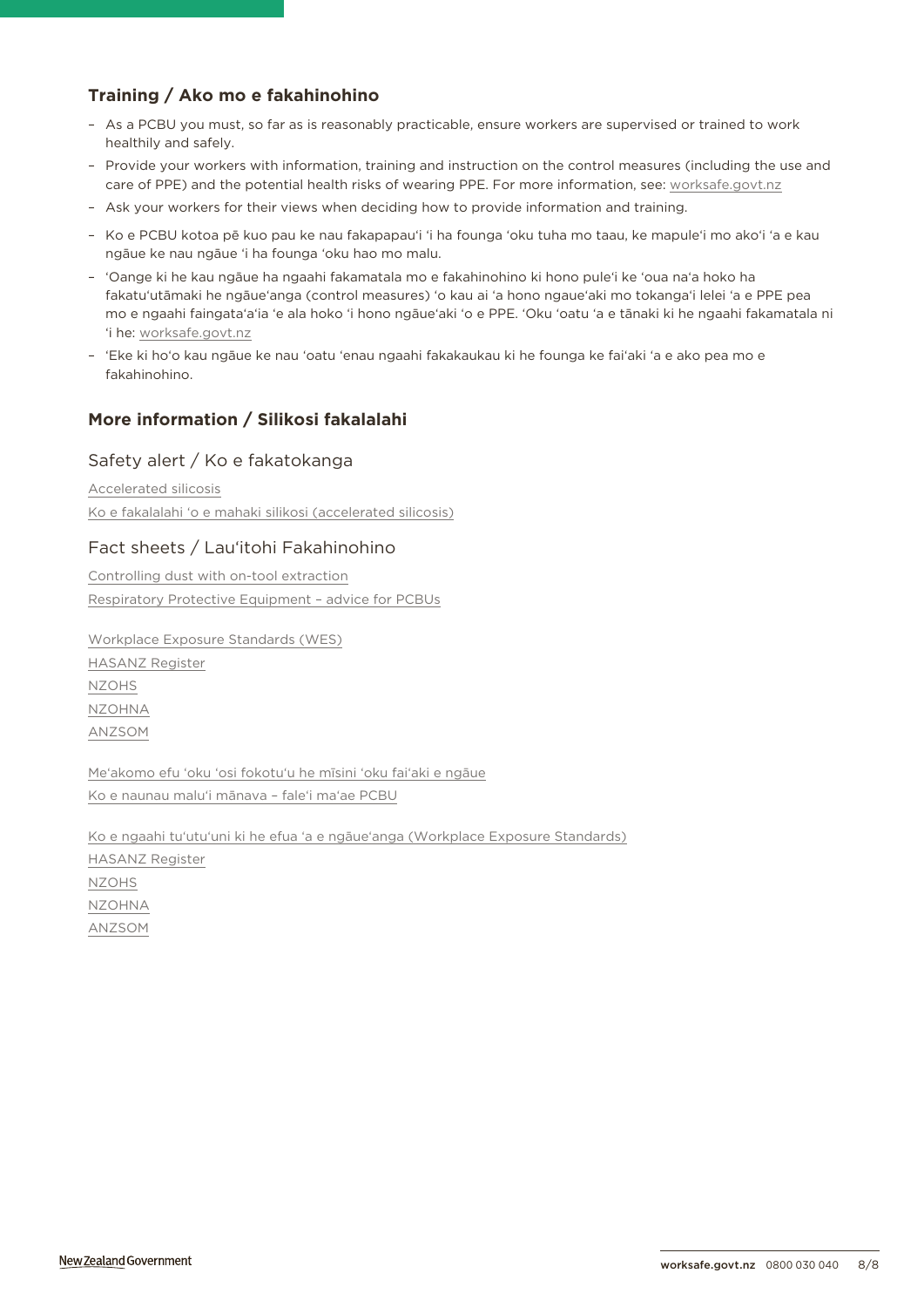## Training / Ako mo e fakahinohino

- As a PCBU you must, so far as is reasonably practicable, ensure workers are supervised or trained to work healthily and safely.
- Provide your workers with information, training and instruction on the control measures (including the use and care of PPE) and the potential health risks of wearing PPE. For more information, see: worksafe.govt.nz
- Ask your workers for their views when deciding how to provide information and training.
- Ko e PCBU kotoa pē kuo pau ke nau fakapapauʻi ʻi ha founga ʻoku tuha mo taau, ke mapuleʻi mo akoʻi ʻa e kau ngāue ke nau ngāue ʻi ha founga ʻoku hao mo malu.
- ʻOange ki he kau ngāue ha ngaahi fakamatala mo e fakahinohino ki hono puleʻi ke ʻoua naʻa hoko ha fakatuʻutāmaki he ngāueʻanga (control measures) ʻo kau ai ʻa hono ngaueʻaki mo tokangaʻi lelei ʻa e PPE pea mo e ngaahi faingataʻaʻia ʻe ala hoko ʻi hono ngāueʻaki ʻo e PPE. ʻOku ʻoatu ʻa e tānaki ki he ngaahi fakamatala ni ʻi he: worksafe.govt.nz
- ʻEke ki hoʻo kau ngāue ke nau ʻoatu ʻenau ngaahi fakakaukau ki he founga ke faiʻaki ʻa e ako pea mo e fakahinohino.

## More information / Silikosi fakalalahi

### Safety alert / Ko e fakatokanga

Accelerated silicosis

Ko e fakalalahi ʻo e mahaki silikosi (accelerated silicosis)

### Fact sheets / Lauʻitohi Fakahinohino

Controlling dust with on-tool extraction

Respiratory Protective Equipment – advice for PCBUs

Workplace Exposure Standards (WES)

HASANZ Register

NZOHS

NZOHNA

ANZSOM

Meʻakomo efu ʻoku ʻosi fokotuʻu he mīsini ʻoku faiʻaki e ngāue

Ko e naunau maluʻi mānava – faleʻi maʻae PCBU

Ko e ngaahi tuʻutuʻuni ki he efua ʻa e ngāueʻanga (Workplace Exposure Standards)

HASANZ Register

NZOHS

NZOHNA

ANZSOM